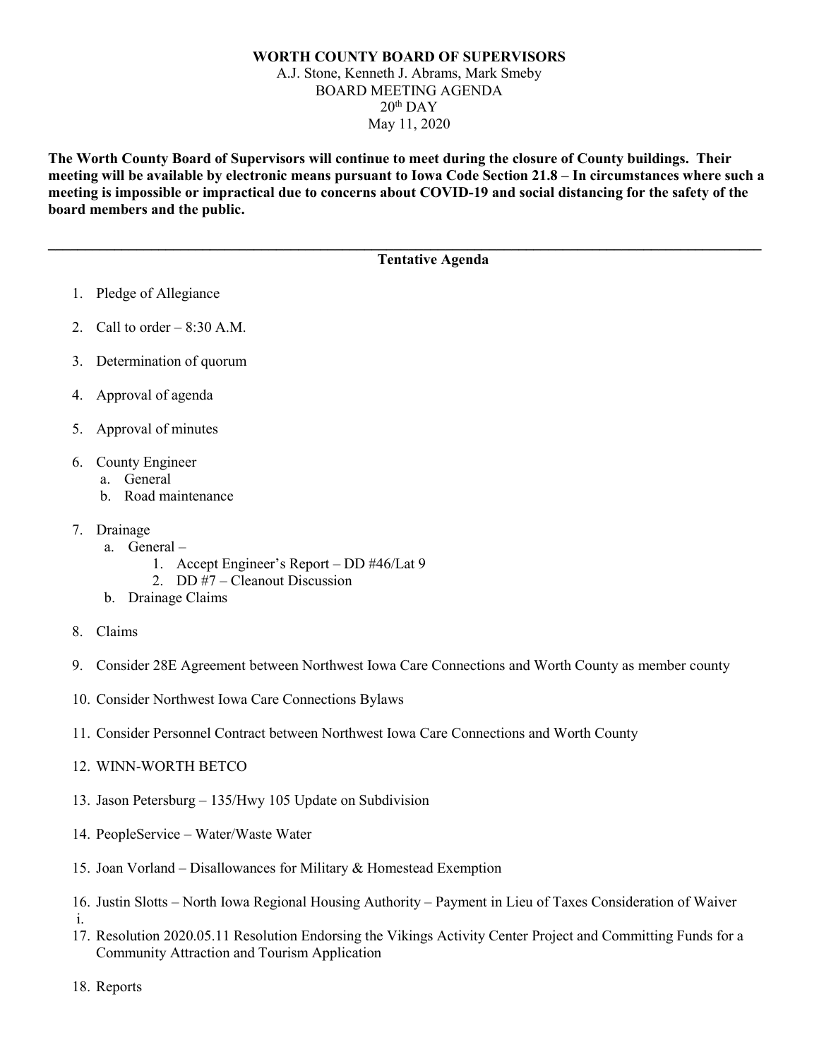**WORTH COUNTY BOARD OF SUPERVISORS**

A.J. Stone, Kenneth J. Abrams, Mark Smeby

BOARD MEETING AGENDA

20th DAY

May 11, 2020

**The Worth County Board of Supervisors will continue to meet during the closure of County buildings. Their meeting will be available by electronic means pursuant to Iowa Code Section 21.8 – In circumstances where such a meeting is impossible or impractical due to concerns about COVID-19 and social distancing for the safety of the board members and the public.**

---

**Tentative Agenda**

1. Pledge of Allegiance
2. Call to order – 8:30 A.M.
3. Determination of quorum
4. Approval of agenda
5. Approval of minutes
6. County Engineer
   a. General
   b. Road maintenance
7. Drainage
   a. General –
      1. Accept Engineer's Report – DD #46/Lat 9
      2. DD #7 – Cleanout Discussion
   b. Drainage Claims
8. Claims
9. Consider 28E Agreement between Northwest Iowa Care Connections and Worth County as member county
10. Consider Northwest Iowa Care Connections Bylaws
11. Consider Personnel Contract between Northwest Iowa Care Connections and Worth County
12. WINN-WORTH BETCO
13. Jason Petersburg – 135/Hwy 105 Update on Subdivision
14. PeopleService – Water/Waste Water
15. Joan Vorland – Disallowances for Military & Homestead Exemption
16. Justin Slotts – North Iowa Regional Housing Authority – Payment in Lieu of Taxes Consideration of Waiver
    i.
17. Resolution 2020.05.11 Resolution Endorsing the Vikings Activity Center Project and Committing Funds for a Community Attraction and Tourism Application
18. Reports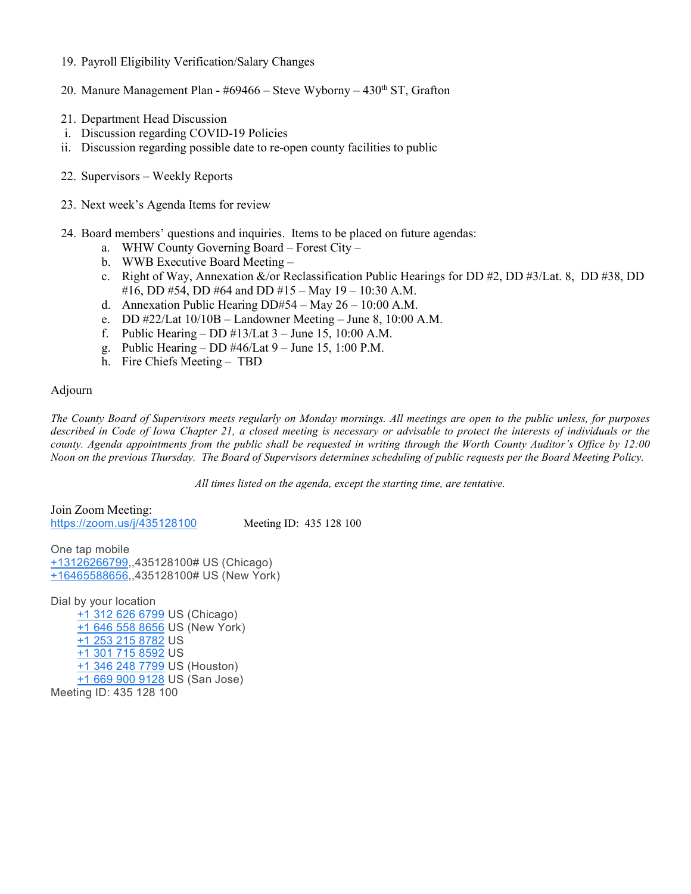19. Payroll Eligibility Verification/Salary Changes

20. Manure Management Plan - #69466 – Steve Wyborny – 430th ST, Grafton

21. Department Head Discussion
   i. Discussion regarding COVID-19 Policies
   ii. Discussion regarding possible date to re-open county facilities to public

22. Supervisors – Weekly Reports

23. Next week's Agenda Items for review

24. Board members' questions and inquiries. Items to be placed on future agendas:
   a. WHW County Governing Board – Forest City –
   b. WWB Executive Board Meeting –
   c. Right of Way, Annexation &/or Reclassification Public Hearings for DD #2, DD #3/Lat. 8, DD #38, DD #16, DD #54, DD #64 and DD #15 – May 19 – 10:30 A.M.
   d. Annexation Public Hearing DD#54 – May 26 – 10:00 A.M.
   e. DD #22/Lat 10/10B – Landowner Meeting – June 8, 10:00 A.M.
   f. Public Hearing – DD #13/Lat 3 – June 15, 10:00 A.M.
   g. Public Hearing – DD #46/Lat 9 – June 15, 1:00 P.M.
   h. Fire Chiefs Meeting – TBD

Adjourn

*The County Board of Supervisors meets regularly on Monday mornings. All meetings are open to the public unless, for purposes described in Code of Iowa Chapter 21, a closed meeting is necessary or advisable to protect the interests of individuals or the county. Agenda appointments from the public shall be requested in writing through the Worth County Auditor's Office by 12:00 Noon on the previous Thursday. The Board of Supervisors determines scheduling of public requests per the Board Meeting Policy.*

*All times listed on the agenda, except the starting time, are tentative.*

Join Zoom Meeting:
https://zoom.us/j/435128100 Meeting ID: 435 128 100

One tap mobile
+13126266799,,435128100# US (Chicago)
+16465588656,,435128100# US (New York)

Dial by your location
+1 312 626 6799 US (Chicago)
+1 646 558 8656 US (New York)
+1 253 215 8782 US
+1 301 715 8592 US
+1 346 248 7799 US (Houston)
+1 669 900 9128 US (San Jose)
Meeting ID: 435 128 100